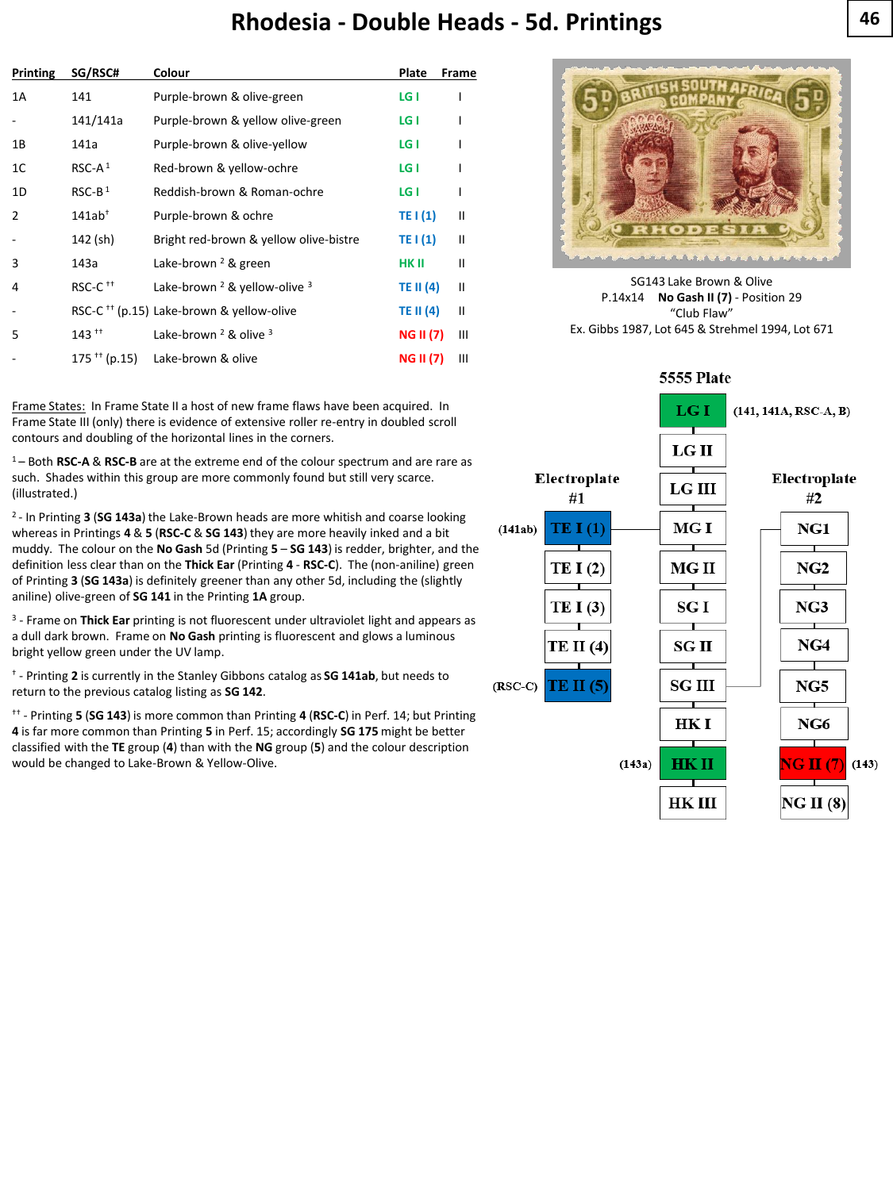# Rhodesia - Double Heads - 5d. Printings

| Printing | SG/RSC# | Colour | Plate | Frame |
|---|---|---|---|---|
| 1A | 141 | Purple-brown & olive-green | LG I | I |
| - | 141/141a | Purple-brown & yellow olive-green | LG I | I |
| 1B | 141a | Purple-brown & olive-yellow | LG I | I |
| 1C | RSC-A [1] | Red-brown & yellow-ochre | LG I | I |
| 1D | RSC-B [1] | Reddish-brown & Roman-ochre | LG I | I |
| 2 | 141ab [†] | Purple-brown & ochre | TE I (1) | II |
| - | 142 (sh) | Bright red-brown & yellow olive-bistre | TE I (1) | II |
| 3 | 143a | Lake-brown [2] & green | HK II | II |
| 4 | RSC-C [††] | Lake-brown [2] & yellow-olive [3] | TE II (4) | II |
| - | RSC-C [††] (p.15) | Lake-brown & yellow-olive | TE II (4) | II |
| 5 | 143 [††] | Lake-brown [2] & olive [3] | NG II (7) | III |
| - | 175 [††] (p.15) | Lake-brown & olive | NG II (7) | III |

SG143 Lake Brown & Olive
P.14x14 **No Gash II (7)** - Position 29
"Club Flaw"
Ex. Gibbs 1987, Lot 645 & Strehmel 1994, Lot 671

Frame States: In Frame State II a host of new frame flaws have been acquired. In Frame State III (only) there is evidence of extensive roller re-entry in doubled scroll contours and doubling of the horizontal lines in the corners.

[1] – Both **RSC-A** & **RSC-B** are at the extreme end of the colour spectrum and are rare as such. Shades within this group are more commonly found but still very scarce. (illustrated.)

[2] - In Printing **3** (**SG 143a**) the Lake-Brown heads are more whitish and coarse looking whereas in Printings **4** & **5** (**RSC-C** & **SG 143**) they are more heavily inked and a bit muddy. The colour on the **No Gash** 5d (Printing **5** – **SG 143**) is redder, brighter, and the definition less clear than on the **Thick Ear** (Printing **4** - **RSC-C**). The (non-aniline) green of Printing **3** (**SG 143a**) is definitely greener than any other 5d, including the (slightly aniline) olive-green of **SG 141** in the Printing **1A** group.

[3] - Frame on **Thick Ear** printing is not fluorescent under ultraviolet light and appears as a dull dark brown. Frame on **No Gash** printing is fluorescent and glows a luminous bright yellow green under the UV lamp.

[†] - Printing **2** is currently in the Stanley Gibbons catalog as **SG 141ab**, but needs to return to the previous catalog listing as **SG 142**.

[††] - Printing **5** (**SG 143**) is more common than Printing **4** (**RSC-C**) in Perf. 14; but Printing **4** is far more common than Printing **5** in Perf. 15; accordingly **SG 175** might be better classified with the **TE** group (**4**) than with the **NG** group (**5**) and the colour description would be changed to Lake-Brown & Yellow-Olive.

## 5555 Plate

| Electroplate #1 | 5555 Plate | Electroplate #2 |
|---|---|---|
| | LG I (141, 141A, RSC-A, B) | |
| | LG II | |
| | LG III | |
| (141ab) TE I (1) | MG I | NG1 |
| TE I (2) | MG II | NG2 |
| TE I (3) | SG I | NG3 |
| TE II (4) | SG II | NG4 |
| (RSC-C) TE II (5) | SG III | NG5 |
| | HK I | NG6 |
| | (143a) HK II | NG II (7) (143) |
| | HK III | NG II (8) |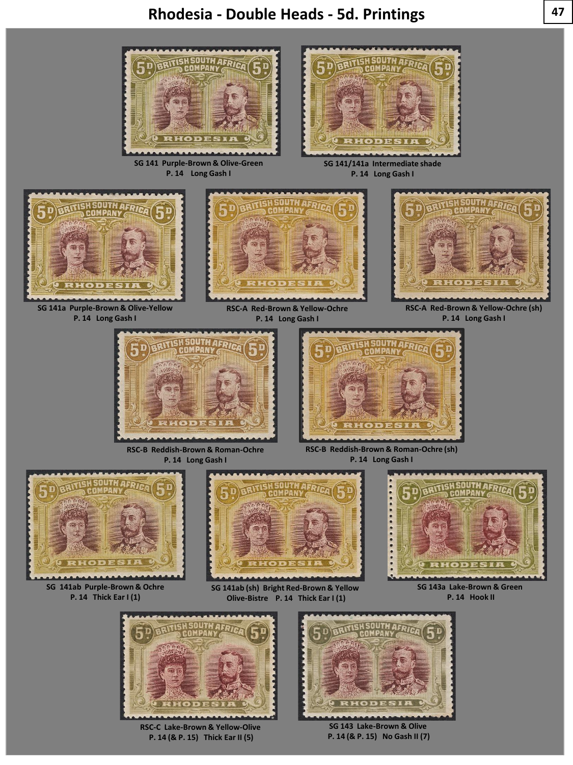# Rhodesia - Double Heads - 5d. Printings

SG 141 Purple-Brown & Olive-Green
P. 14 Long Gash I

SG 141/141a Intermediate shade
P. 14 Long Gash I

SG 141a Purple-Brown & Olive-Yellow
P. 14 Long Gash I

RSC-A Red-Brown & Yellow-Ochre
P. 14 Long Gash I

RSC-A Red-Brown & Yellow-Ochre (sh)
P. 14 Long Gash I

RSC-B Reddish-Brown & Roman-Ochre
P. 14 Long Gash I

RSC-B Reddish-Brown & Roman-Ochre (sh)
P. 14 Long Gash I

SG 141ab Purple-Brown & Ochre
P. 14 Thick Ear I (1)

SG 141ab (sh) Bright Red-Brown & Yellow Olive-Bistre P. 14 Thick Ear I (1)

SG 143a Lake-Brown & Green
P. 14 Hook II

RSC-C Lake-Brown & Yellow-Olive
P. 14 (& P. 15) Thick Ear II (5)

SG 143 Lake-Brown & Olive
P. 14 (& P. 15) No Gash II (7)